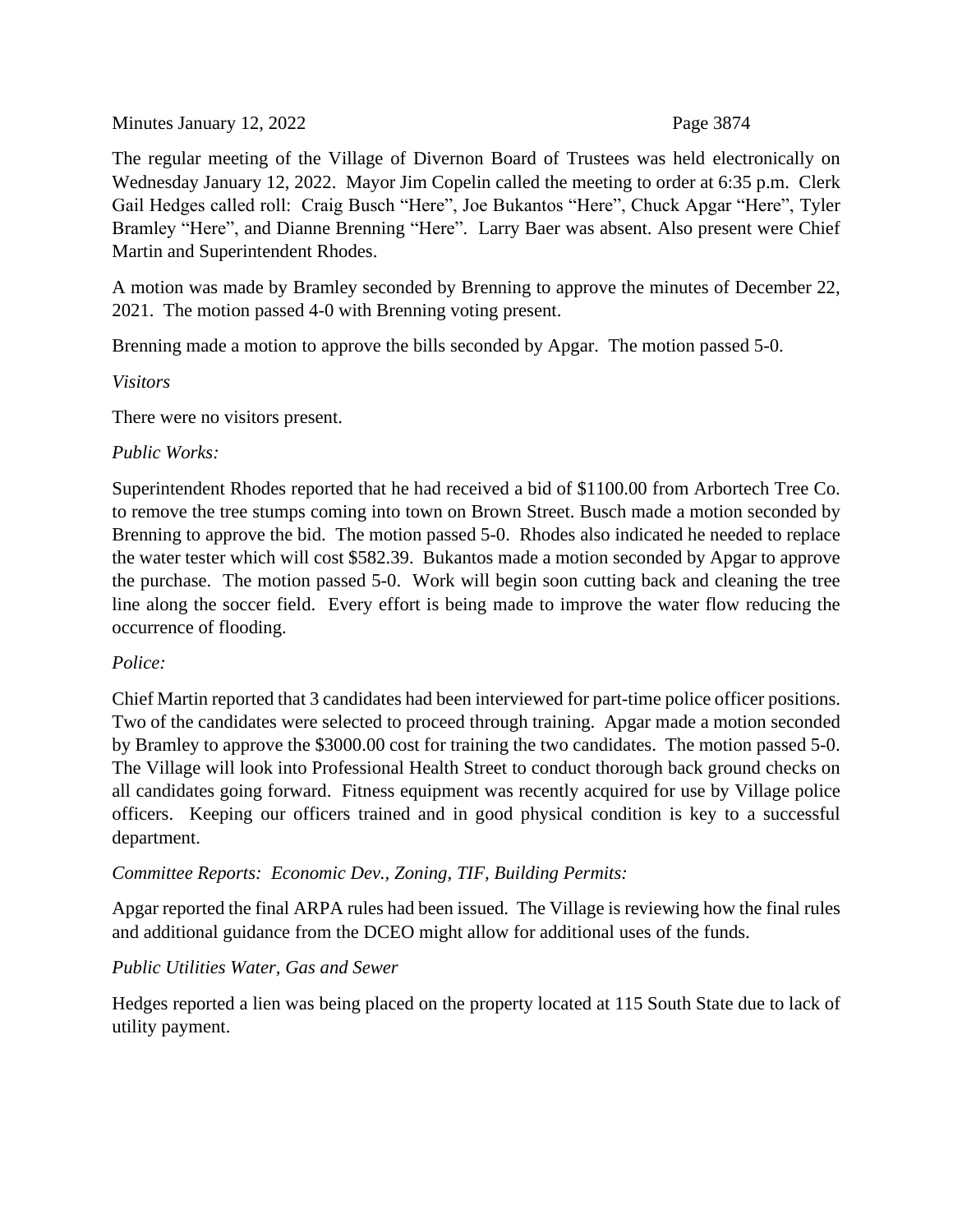The regular meeting of the Village of Divernon Board of Trustees was held electronically on Wednesday January 12, 2022. Mayor Jim Copelin called the meeting to order at 6:35 p.m. Clerk Gail Hedges called roll: Craig Busch "Here", Joe Bukantos "Here", Chuck Apgar "Here", Tyler Bramley "Here", and Dianne Brenning "Here". Larry Baer was absent. Also present were Chief Martin and Superintendent Rhodes.

A motion was made by Bramley seconded by Brenning to approve the minutes of December 22, 2021. The motion passed 4-0 with Brenning voting present.

Brenning made a motion to approve the bills seconded by Apgar. The motion passed 5-0.

*Visitors*

There were no visitors present.

*Public Works:*

Superintendent Rhodes reported that he had received a bid of $1100.00 from Arbortech Tree Co. to remove the tree stumps coming into town on Brown Street. Busch made a motion seconded by Brenning to approve the bid. The motion passed 5-0. Rhodes also indicated he needed to replace the water tester which will cost $582.39. Bukantos made a motion seconded by Apgar to approve the purchase. The motion passed 5-0. Work will begin soon cutting back and cleaning the tree line along the soccer field. Every effort is being made to improve the water flow reducing the occurrence of flooding.

*Police:*

Chief Martin reported that 3 candidates had been interviewed for part-time police officer positions. Two of the candidates were selected to proceed through training. Apgar made a motion seconded by Bramley to approve the $3000.00 cost for training the two candidates. The motion passed 5-0. The Village will look into Professional Health Street to conduct thorough back ground checks on all candidates going forward. Fitness equipment was recently acquired for use by Village police officers. Keeping our officers trained and in good physical condition is key to a successful department.

*Committee Reports: Economic Dev., Zoning, TIF, Building Permits:*

Apgar reported the final ARPA rules had been issued. The Village is reviewing how the final rules and additional guidance from the DCEO might allow for additional uses of the funds.

*Public Utilities Water, Gas and Sewer*

Hedges reported a lien was being placed on the property located at 115 South State due to lack of utility payment.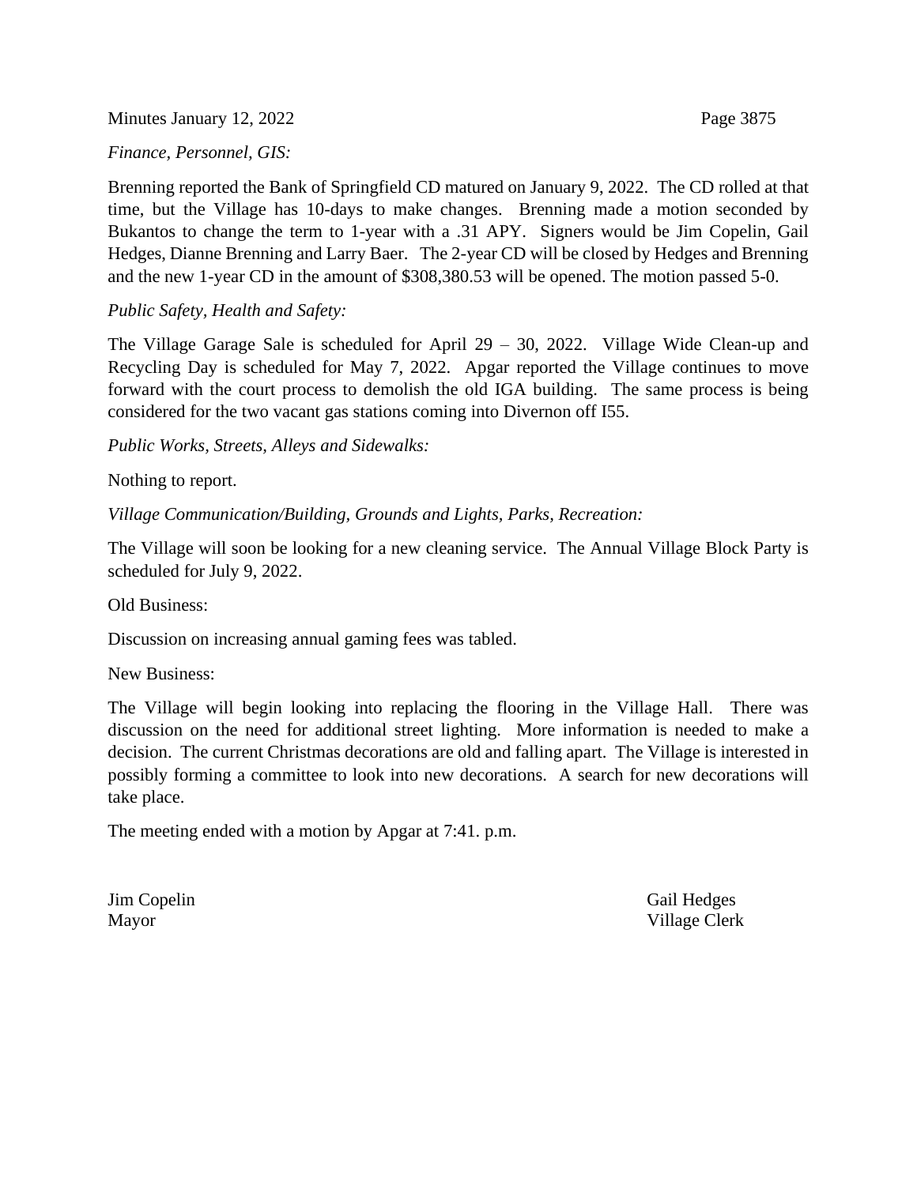*Finance, Personnel, GIS:*

Brenning reported the Bank of Springfield CD matured on January 9, 2022. The CD rolled at that time, but the Village has 10-days to make changes. Brenning made a motion seconded by Bukantos to change the term to 1-year with a .31 APY. Signers would be Jim Copelin, Gail Hedges, Dianne Brenning and Larry Baer. The 2-year CD will be closed by Hedges and Brenning and the new 1-year CD in the amount of $308,380.53 will be opened. The motion passed 5-0.

*Public Safety, Health and Safety:*

The Village Garage Sale is scheduled for April 29 – 30, 2022. Village Wide Clean-up and Recycling Day is scheduled for May 7, 2022. Apgar reported the Village continues to move forward with the court process to demolish the old IGA building. The same process is being considered for the two vacant gas stations coming into Divernon off I55.

*Public Works, Streets, Alleys and Sidewalks:*

Nothing to report.

*Village Communication/Building, Grounds and Lights, Parks, Recreation:*

The Village will soon be looking for a new cleaning service. The Annual Village Block Party is scheduled for July 9, 2022.

Old Business:

Discussion on increasing annual gaming fees was tabled.

New Business:

The Village will begin looking into replacing the flooring in the Village Hall. There was discussion on the need for additional street lighting. More information is needed to make a decision. The current Christmas decorations are old and falling apart. The Village is interested in possibly forming a committee to look into new decorations. A search for new decorations will take place.

The meeting ended with a motion by Apgar at 7:41. p.m.

Jim Copelin
Mayor

Gail Hedges
Village Clerk